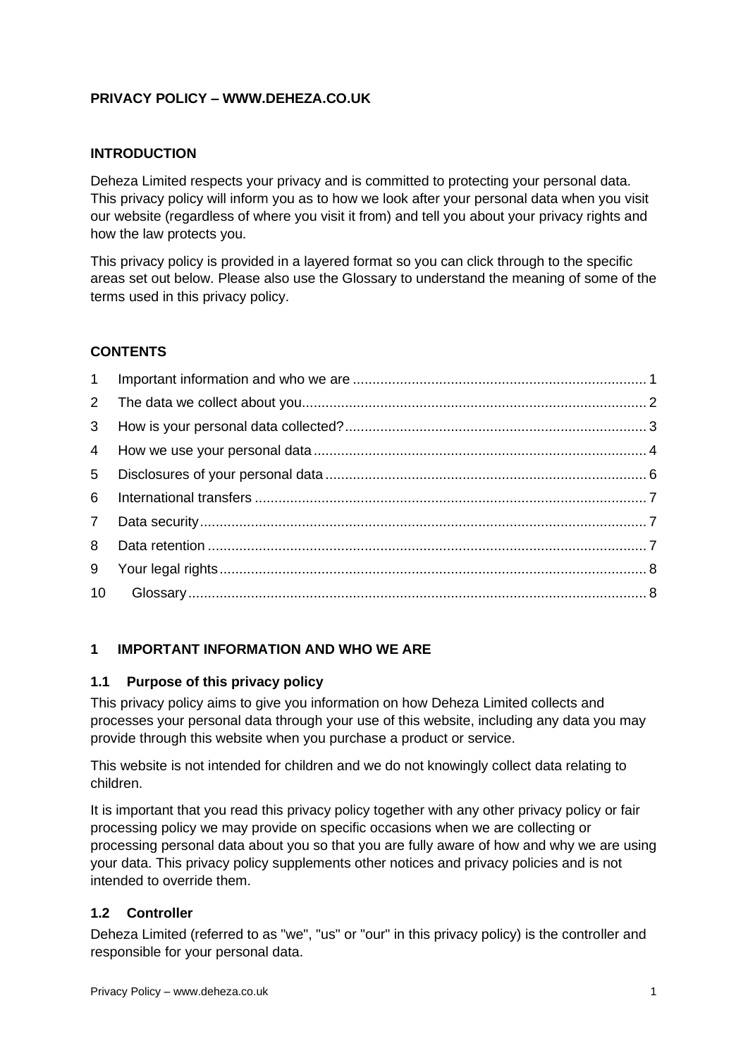**PRIVACY POLICY – WWW.DEHEZA.CO.UK**

**INTRODUCTION**

Deheza Limited respects your privacy and is committed to protecting your personal data. This privacy policy will inform you as to how we look after your personal data when you visit our website (regardless of where you visit it from) and tell you about your privacy rights and how the law protects you.

This privacy policy is provided in a layered format so you can click through to the specific areas set out below. Please also use the Glossary to understand the meaning of some of the terms used in this privacy policy.

**CONTENTS**

1 Important information and who we are ........ 1
2 The data we collect about you ........ 2
3 How is your personal data collected? ........ 3
4 How we use your personal data ........ 4
5 Disclosures of your personal data ........ 6
6 International transfers ........ 7
7 Data security ........ 7
8 Data retention ........ 7
9 Your legal rights ........ 8
10 Glossary ........ 8

## 1 IMPORTANT INFORMATION AND WHO WE ARE

### 1.1 Purpose of this privacy policy

This privacy policy aims to give you information on how Deheza Limited collects and processes your personal data through your use of this website, including any data you may provide through this website when you purchase a product or service.

This website is not intended for children and we do not knowingly collect data relating to children.

It is important that you read this privacy policy together with any other privacy policy or fair processing policy we may provide on specific occasions when we are collecting or processing personal data about you so that you are fully aware of how and why we are using your data. This privacy policy supplements other notices and privacy policies and is not intended to override them.

### 1.2 Controller

Deheza Limited (referred to as "we", "us" or "our" in this privacy policy) is the controller and responsible for your personal data.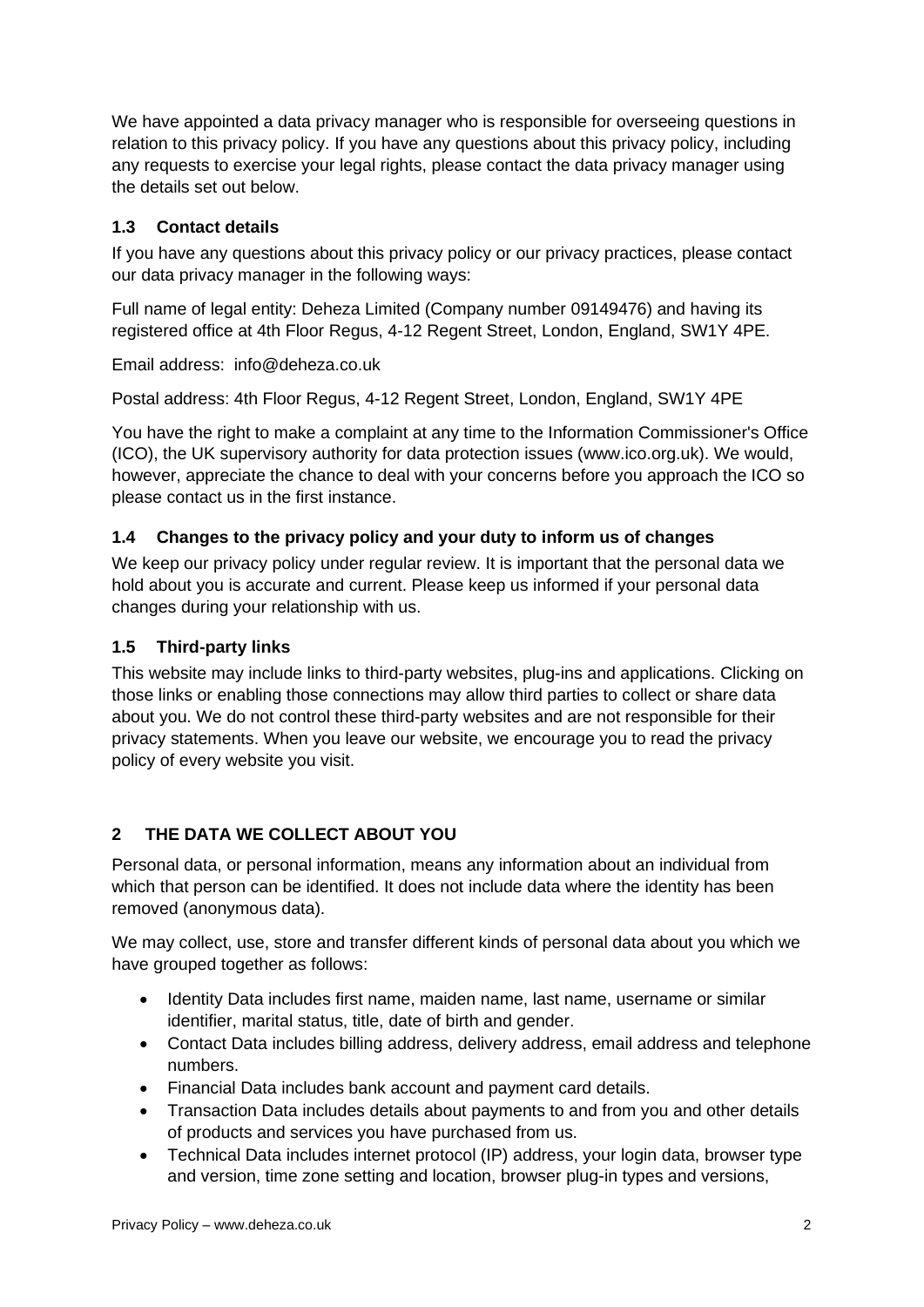We have appointed a data privacy manager who is responsible for overseeing questions in relation to this privacy policy. If you have any questions about this privacy policy, including any requests to exercise your legal rights, please contact the data privacy manager using the details set out below.

### 1.3 Contact details

If you have any questions about this privacy policy or our privacy practices, please contact our data privacy manager in the following ways:

Full name of legal entity: Deheza Limited (Company number 09149476) and having its registered office at 4th Floor Regus, 4-12 Regent Street, London, England, SW1Y 4PE.

Email address: info@deheza.co.uk

Postal address: 4th Floor Regus, 4-12 Regent Street, London, England, SW1Y 4PE

You have the right to make a complaint at any time to the Information Commissioner's Office (ICO), the UK supervisory authority for data protection issues (www.ico.org.uk). We would, however, appreciate the chance to deal with your concerns before you approach the ICO so please contact us in the first instance.

### 1.4 Changes to the privacy policy and your duty to inform us of changes

We keep our privacy policy under regular review. It is important that the personal data we hold about you is accurate and current. Please keep us informed if your personal data changes during your relationship with us.

### 1.5 Third-party links

This website may include links to third-party websites, plug-ins and applications. Clicking on those links or enabling those connections may allow third parties to collect or share data about you. We do not control these third-party websites and are not responsible for their privacy statements. When you leave our website, we encourage you to read the privacy policy of every website you visit.

## 2 THE DATA WE COLLECT ABOUT YOU

Personal data, or personal information, means any information about an individual from which that person can be identified. It does not include data where the identity has been removed (anonymous data).

We may collect, use, store and transfer different kinds of personal data about you which we have grouped together as follows:

- Identity Data includes first name, maiden name, last name, username or similar identifier, marital status, title, date of birth and gender.
- Contact Data includes billing address, delivery address, email address and telephone numbers.
- Financial Data includes bank account and payment card details.
- Transaction Data includes details about payments to and from you and other details of products and services you have purchased from us.
- Technical Data includes internet protocol (IP) address, your login data, browser type and version, time zone setting and location, browser plug-in types and versions,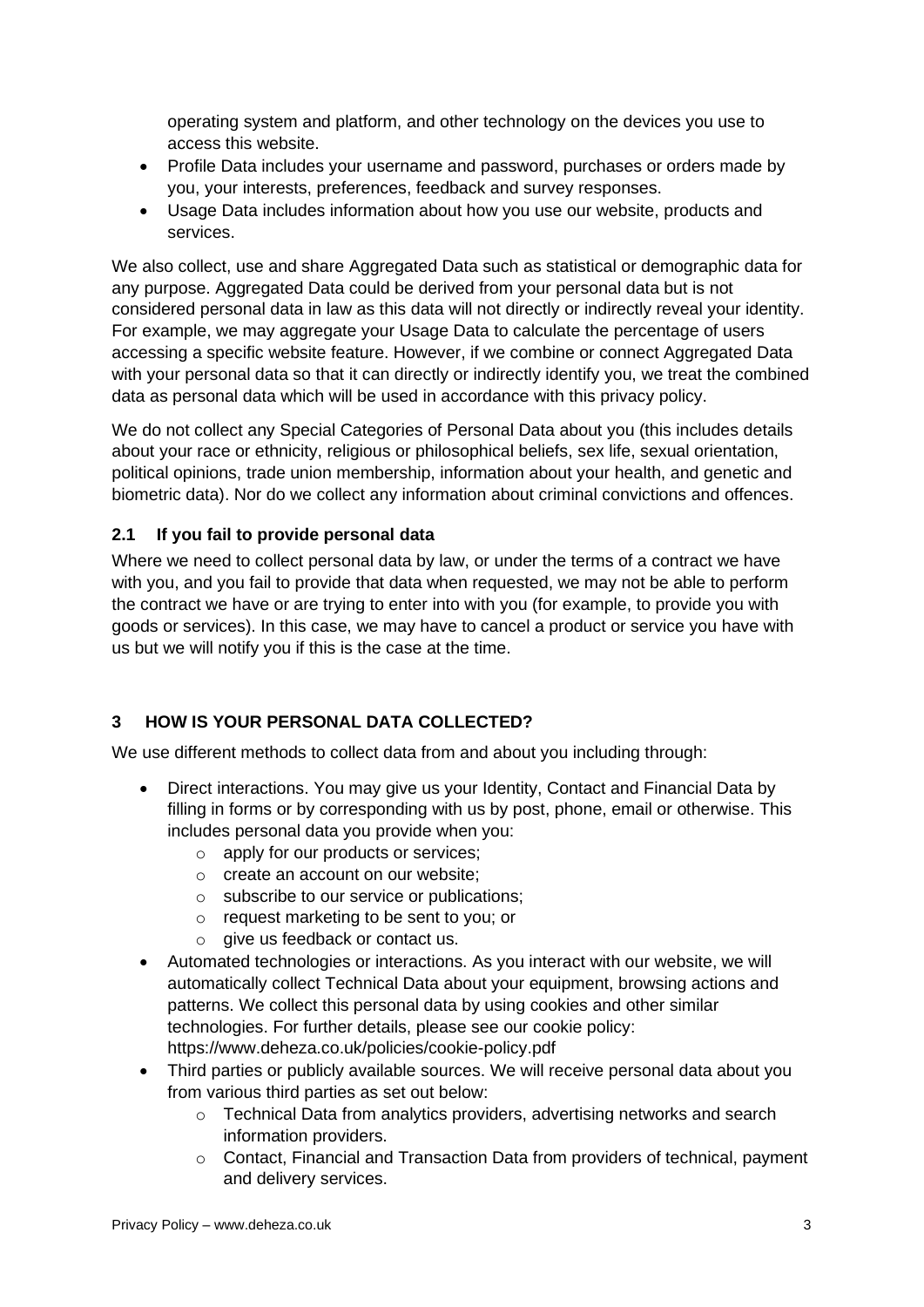operating system and platform, and other technology on the devices you use to access this website.

- Profile Data includes your username and password, purchases or orders made by you, your interests, preferences, feedback and survey responses.
- Usage Data includes information about how you use our website, products and services.

We also collect, use and share Aggregated Data such as statistical or demographic data for any purpose. Aggregated Data could be derived from your personal data but is not considered personal data in law as this data will not directly or indirectly reveal your identity. For example, we may aggregate your Usage Data to calculate the percentage of users accessing a specific website feature. However, if we combine or connect Aggregated Data with your personal data so that it can directly or indirectly identify you, we treat the combined data as personal data which will be used in accordance with this privacy policy.

We do not collect any Special Categories of Personal Data about you (this includes details about your race or ethnicity, religious or philosophical beliefs, sex life, sexual orientation, political opinions, trade union membership, information about your health, and genetic and biometric data). Nor do we collect any information about criminal convictions and offences.

### 2.1 If you fail to provide personal data

Where we need to collect personal data by law, or under the terms of a contract we have with you, and you fail to provide that data when requested, we may not be able to perform the contract we have or are trying to enter into with you (for example, to provide you with goods or services). In this case, we may have to cancel a product or service you have with us but we will notify you if this is the case at the time.

## 3 HOW IS YOUR PERSONAL DATA COLLECTED?

We use different methods to collect data from and about you including through:

- Direct interactions. You may give us your Identity, Contact and Financial Data by filling in forms or by corresponding with us by post, phone, email or otherwise. This includes personal data you provide when you:
  - apply for our products or services;
  - create an account on our website;
  - subscribe to our service or publications;
  - request marketing to be sent to you; or
  - give us feedback or contact us.
- Automated technologies or interactions. As you interact with our website, we will automatically collect Technical Data about your equipment, browsing actions and patterns. We collect this personal data by using cookies and other similar technologies. For further details, please see our cookie policy: https://www.deheza.co.uk/policies/cookie-policy.pdf
- Third parties or publicly available sources. We will receive personal data about you from various third parties as set out below:
  - Technical Data from analytics providers, advertising networks and search information providers.
  - Contact, Financial and Transaction Data from providers of technical, payment and delivery services.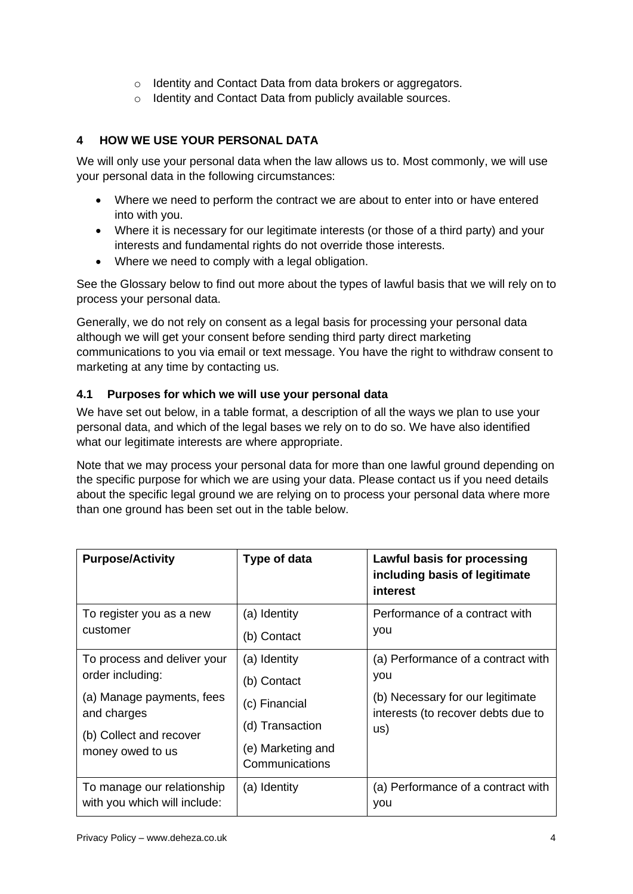- Identity and Contact Data from data brokers or aggregators.
- Identity and Contact Data from publicly available sources.

## 4 HOW WE USE YOUR PERSONAL DATA

We will only use your personal data when the law allows us to. Most commonly, we will use your personal data in the following circumstances:

- Where we need to perform the contract we are about to enter into or have entered into with you.
- Where it is necessary for our legitimate interests (or those of a third party) and your interests and fundamental rights do not override those interests.
- Where we need to comply with a legal obligation.

See the Glossary below to find out more about the types of lawful basis that we will rely on to process your personal data.

Generally, we do not rely on consent as a legal basis for processing your personal data although we will get your consent before sending third party direct marketing communications to you via email or text message. You have the right to withdraw consent to marketing at any time by contacting us.

### 4.1 Purposes for which we will use your personal data

We have set out below, in a table format, a description of all the ways we plan to use your personal data, and which of the legal bases we rely on to do so. We have also identified what our legitimate interests are where appropriate.

Note that we may process your personal data for more than one lawful ground depending on the specific purpose for which we are using your data. Please contact us if you need details about the specific legal ground we are relying on to process your personal data where more than one ground has been set out in the table below.

| **Purpose/Activity** | **Type of data** | **Lawful basis for processing including basis of legitimate interest** |
|---|---|---|
| To register you as a new customer | (a) Identity<br>(b) Contact | Performance of a contract with you |
| To process and deliver your order including:<br>(a) Manage payments, fees and charges<br>(b) Collect and recover money owed to us | (a) Identity<br>(b) Contact<br>(c) Financial<br>(d) Transaction<br>(e) Marketing and Communications | (a) Performance of a contract with you<br>(b) Necessary for our legitimate interests (to recover debts due to us) |
| To manage our relationship with you which will include: | (a) Identity | (a) Performance of a contract with you |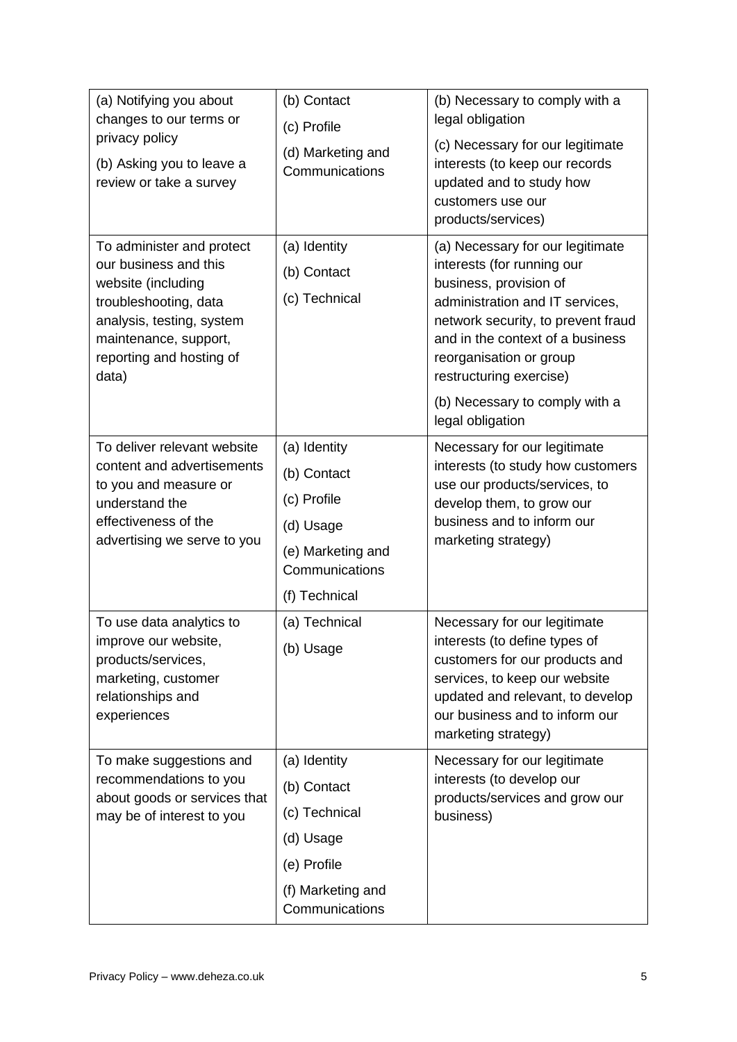| | | |
|---|---|---|
| (a) Notifying you about changes to our terms or privacy policy<br>(b) Asking you to leave a review or take a survey | (b) Contact<br>(c) Profile<br>(d) Marketing and Communications | (b) Necessary to comply with a legal obligation<br>(c) Necessary for our legitimate interests (to keep our records updated and to study how customers use our products/services) |
| To administer and protect our business and this website (including troubleshooting, data analysis, testing, system maintenance, support, reporting and hosting of data) | (a) Identity<br>(b) Contact<br>(c) Technical | (a) Necessary for our legitimate interests (for running our business, provision of administration and IT services, network security, to prevent fraud and in the context of a business reorganisation or group restructuring exercise)<br>(b) Necessary to comply with a legal obligation |
| To deliver relevant website content and advertisements to you and measure or understand the effectiveness of the advertising we serve to you | (a) Identity<br>(b) Contact<br>(c) Profile<br>(d) Usage<br>(e) Marketing and Communications<br>(f) Technical | Necessary for our legitimate interests (to study how customers use our products/services, to develop them, to grow our business and to inform our marketing strategy) |
| To use data analytics to improve our website, products/services, marketing, customer relationships and experiences | (a) Technical<br>(b) Usage | Necessary for our legitimate interests (to define types of customers for our products and services, to keep our website updated and relevant, to develop our business and to inform our marketing strategy) |
| To make suggestions and recommendations to you about goods or services that may be of interest to you | (a) Identity<br>(b) Contact<br>(c) Technical<br>(d) Usage<br>(e) Profile<br>(f) Marketing and Communications | Necessary for our legitimate interests (to develop our products/services and grow our business) |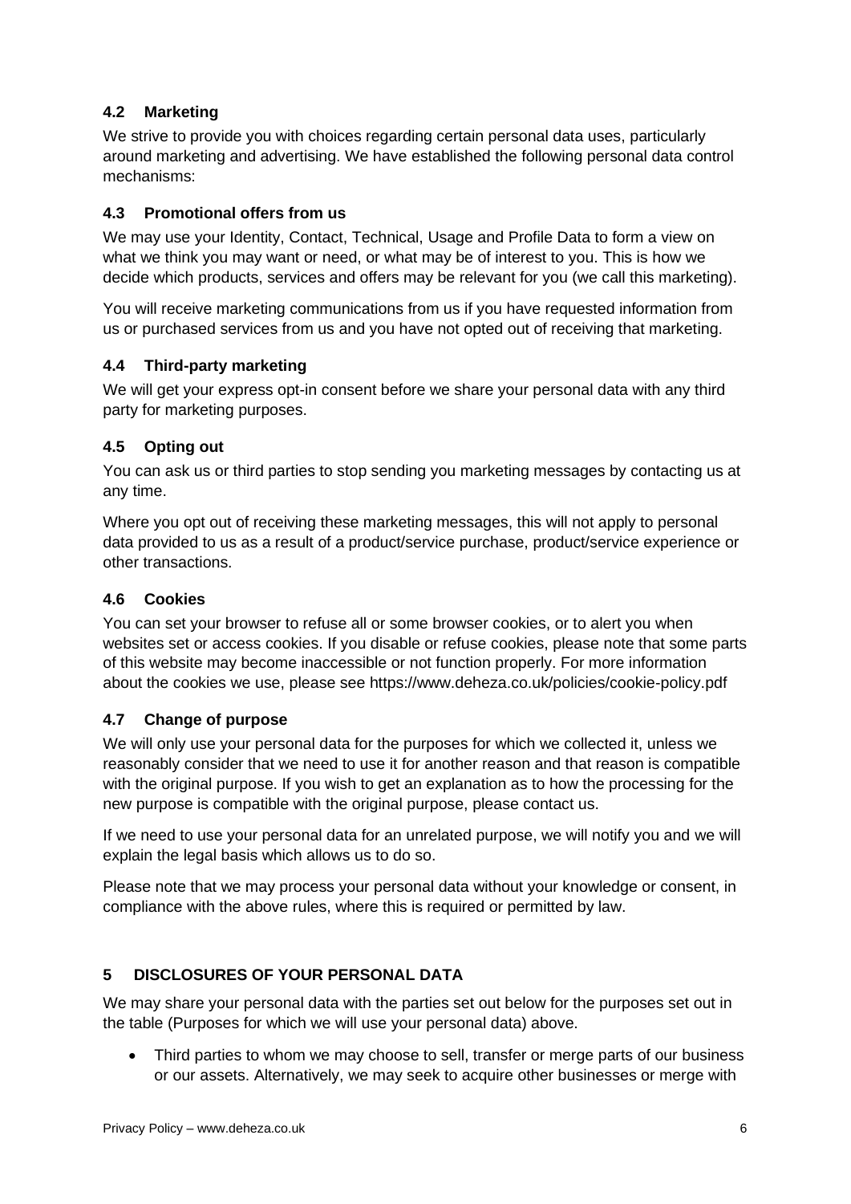### 4.2 Marketing

We strive to provide you with choices regarding certain personal data uses, particularly around marketing and advertising. We have established the following personal data control mechanisms:

### 4.3 Promotional offers from us

We may use your Identity, Contact, Technical, Usage and Profile Data to form a view on what we think you may want or need, or what may be of interest to you. This is how we decide which products, services and offers may be relevant for you (we call this marketing).

You will receive marketing communications from us if you have requested information from us or purchased services from us and you have not opted out of receiving that marketing.

### 4.4 Third-party marketing

We will get your express opt-in consent before we share your personal data with any third party for marketing purposes.

### 4.5 Opting out

You can ask us or third parties to stop sending you marketing messages by contacting us at any time.

Where you opt out of receiving these marketing messages, this will not apply to personal data provided to us as a result of a product/service purchase, product/service experience or other transactions.

### 4.6 Cookies

You can set your browser to refuse all or some browser cookies, or to alert you when websites set or access cookies. If you disable or refuse cookies, please note that some parts of this website may become inaccessible or not function properly. For more information about the cookies we use, please see https://www.deheza.co.uk/policies/cookie-policy.pdf

### 4.7 Change of purpose

We will only use your personal data for the purposes for which we collected it, unless we reasonably consider that we need to use it for another reason and that reason is compatible with the original purpose. If you wish to get an explanation as to how the processing for the new purpose is compatible with the original purpose, please contact us.

If we need to use your personal data for an unrelated purpose, we will notify you and we will explain the legal basis which allows us to do so.

Please note that we may process your personal data without your knowledge or consent, in compliance with the above rules, where this is required or permitted by law.

## 5 DISCLOSURES OF YOUR PERSONAL DATA

We may share your personal data with the parties set out below for the purposes set out in the table (Purposes for which we will use your personal data) above.

- Third parties to whom we may choose to sell, transfer or merge parts of our business or our assets. Alternatively, we may seek to acquire other businesses or merge with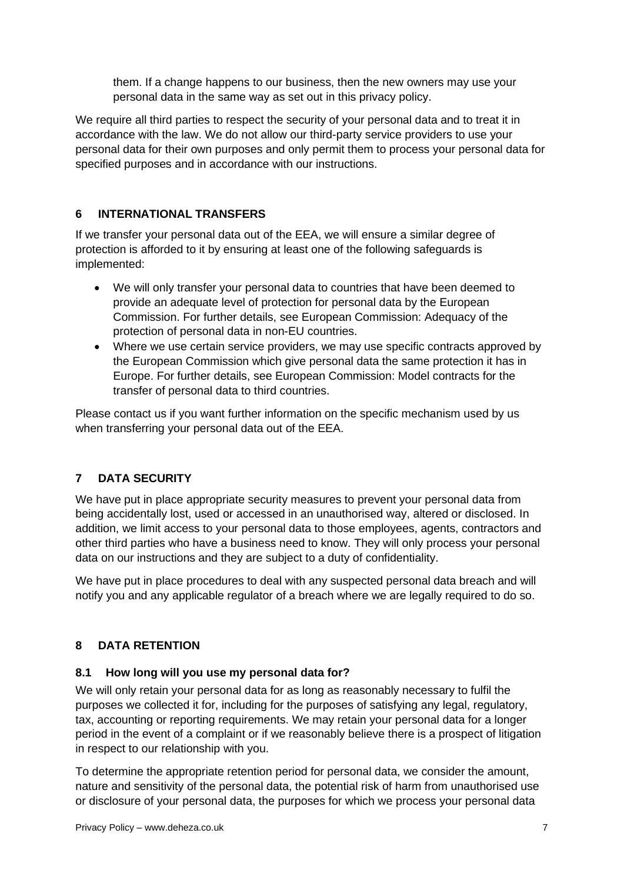them. If a change happens to our business, then the new owners may use your personal data in the same way as set out in this privacy policy.

We require all third parties to respect the security of your personal data and to treat it in accordance with the law. We do not allow our third-party service providers to use your personal data for their own purposes and only permit them to process your personal data for specified purposes and in accordance with our instructions.

## 6 INTERNATIONAL TRANSFERS

If we transfer your personal data out of the EEA, we will ensure a similar degree of protection is afforded to it by ensuring at least one of the following safeguards is implemented:

- We will only transfer your personal data to countries that have been deemed to provide an adequate level of protection for personal data by the European Commission. For further details, see European Commission: Adequacy of the protection of personal data in non-EU countries.
- Where we use certain service providers, we may use specific contracts approved by the European Commission which give personal data the same protection it has in Europe. For further details, see European Commission: Model contracts for the transfer of personal data to third countries.

Please contact us if you want further information on the specific mechanism used by us when transferring your personal data out of the EEA.

## 7 DATA SECURITY

We have put in place appropriate security measures to prevent your personal data from being accidentally lost, used or accessed in an unauthorised way, altered or disclosed. In addition, we limit access to your personal data to those employees, agents, contractors and other third parties who have a business need to know. They will only process your personal data on our instructions and they are subject to a duty of confidentiality.

We have put in place procedures to deal with any suspected personal data breach and will notify you and any applicable regulator of a breach where we are legally required to do so.

## 8 DATA RETENTION

### 8.1 How long will you use my personal data for?

We will only retain your personal data for as long as reasonably necessary to fulfil the purposes we collected it for, including for the purposes of satisfying any legal, regulatory, tax, accounting or reporting requirements. We may retain your personal data for a longer period in the event of a complaint or if we reasonably believe there is a prospect of litigation in respect to our relationship with you.

To determine the appropriate retention period for personal data, we consider the amount, nature and sensitivity of the personal data, the potential risk of harm from unauthorised use or disclosure of your personal data, the purposes for which we process your personal data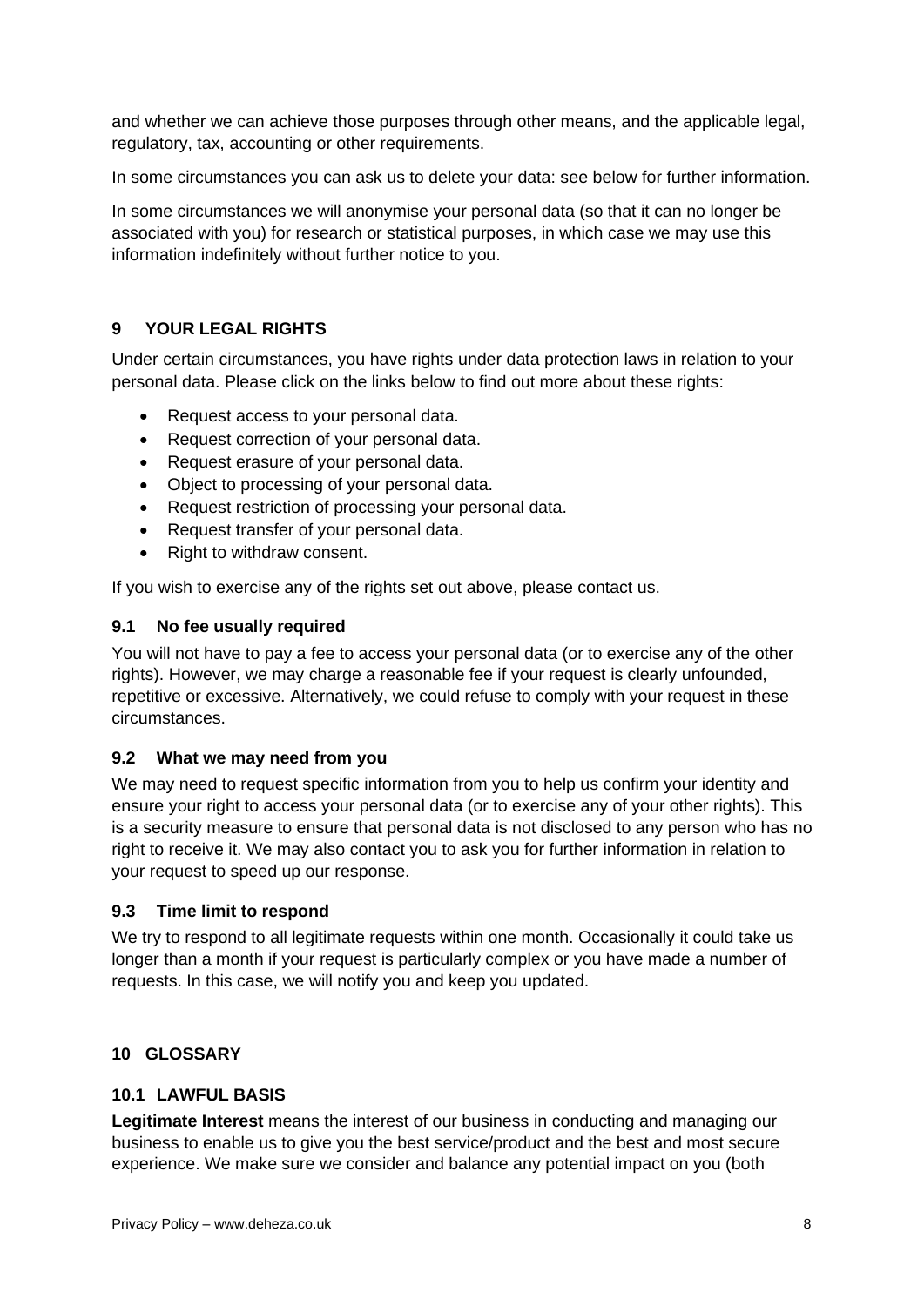and whether we can achieve those purposes through other means, and the applicable legal, regulatory, tax, accounting or other requirements.

In some circumstances you can ask us to delete your data: see below for further information.

In some circumstances we will anonymise your personal data (so that it can no longer be associated with you) for research or statistical purposes, in which case we may use this information indefinitely without further notice to you.

## 9 YOUR LEGAL RIGHTS

Under certain circumstances, you have rights under data protection laws in relation to your personal data. Please click on the links below to find out more about these rights:

- Request access to your personal data.
- Request correction of your personal data.
- Request erasure of your personal data.
- Object to processing of your personal data.
- Request restriction of processing your personal data.
- Request transfer of your personal data.
- Right to withdraw consent.

If you wish to exercise any of the rights set out above, please contact us.

### 9.1 No fee usually required

You will not have to pay a fee to access your personal data (or to exercise any of the other rights). However, we may charge a reasonable fee if your request is clearly unfounded, repetitive or excessive. Alternatively, we could refuse to comply with your request in these circumstances.

### 9.2 What we may need from you

We may need to request specific information from you to help us confirm your identity and ensure your right to access your personal data (or to exercise any of your other rights). This is a security measure to ensure that personal data is not disclosed to any person who has no right to receive it. We may also contact you to ask you for further information in relation to your request to speed up our response.

### 9.3 Time limit to respond

We try to respond to all legitimate requests within one month. Occasionally it could take us longer than a month if your request is particularly complex or you have made a number of requests. In this case, we will notify you and keep you updated.

## 10 GLOSSARY

### 10.1 LAWFUL BASIS

**Legitimate Interest** means the interest of our business in conducting and managing our business to enable us to give you the best service/product and the best and most secure experience. We make sure we consider and balance any potential impact on you (both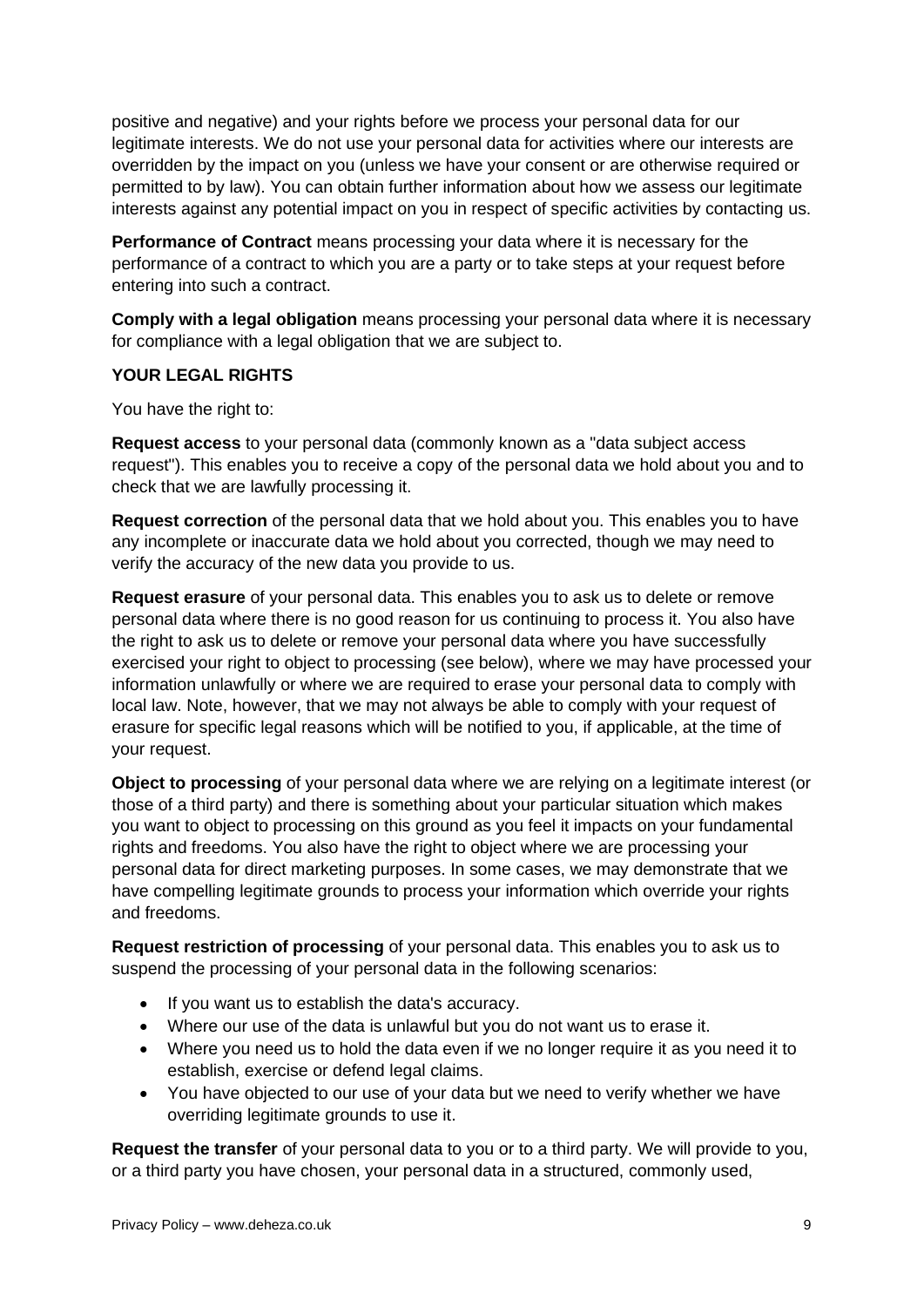positive and negative) and your rights before we process your personal data for our legitimate interests. We do not use your personal data for activities where our interests are overridden by the impact on you (unless we have your consent or are otherwise required or permitted to by law). You can obtain further information about how we assess our legitimate interests against any potential impact on you in respect of specific activities by contacting us.

**Performance of Contract** means processing your data where it is necessary for the performance of a contract to which you are a party or to take steps at your request before entering into such a contract.

**Comply with a legal obligation** means processing your personal data where it is necessary for compliance with a legal obligation that we are subject to.

**YOUR LEGAL RIGHTS**

You have the right to:

**Request access** to your personal data (commonly known as a "data subject access request"). This enables you to receive a copy of the personal data we hold about you and to check that we are lawfully processing it.

**Request correction** of the personal data that we hold about you. This enables you to have any incomplete or inaccurate data we hold about you corrected, though we may need to verify the accuracy of the new data you provide to us.

**Request erasure** of your personal data. This enables you to ask us to delete or remove personal data where there is no good reason for us continuing to process it. You also have the right to ask us to delete or remove your personal data where you have successfully exercised your right to object to processing (see below), where we may have processed your information unlawfully or where we are required to erase your personal data to comply with local law. Note, however, that we may not always be able to comply with your request of erasure for specific legal reasons which will be notified to you, if applicable, at the time of your request.

**Object to processing** of your personal data where we are relying on a legitimate interest (or those of a third party) and there is something about your particular situation which makes you want to object to processing on this ground as you feel it impacts on your fundamental rights and freedoms. You also have the right to object where we are processing your personal data for direct marketing purposes. In some cases, we may demonstrate that we have compelling legitimate grounds to process your information which override your rights and freedoms.

**Request restriction of processing** of your personal data. This enables you to ask us to suspend the processing of your personal data in the following scenarios:

- If you want us to establish the data's accuracy.
- Where our use of the data is unlawful but you do not want us to erase it.
- Where you need us to hold the data even if we no longer require it as you need it to establish, exercise or defend legal claims.
- You have objected to our use of your data but we need to verify whether we have overriding legitimate grounds to use it.

**Request the transfer** of your personal data to you or to a third party. We will provide to you, or a third party you have chosen, your personal data in a structured, commonly used,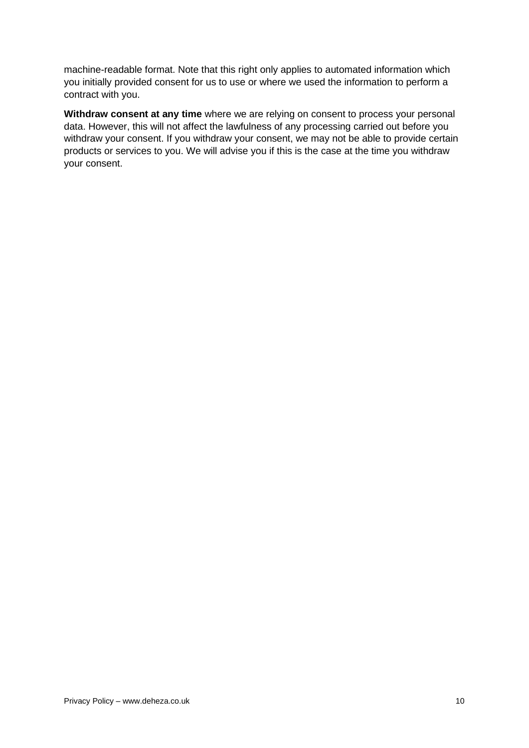machine-readable format. Note that this right only applies to automated information which you initially provided consent for us to use or where we used the information to perform a contract with you.

**Withdraw consent at any time** where we are relying on consent to process your personal data. However, this will not affect the lawfulness of any processing carried out before you withdraw your consent. If you withdraw your consent, we may not be able to provide certain products or services to you. We will advise you if this is the case at the time you withdraw your consent.